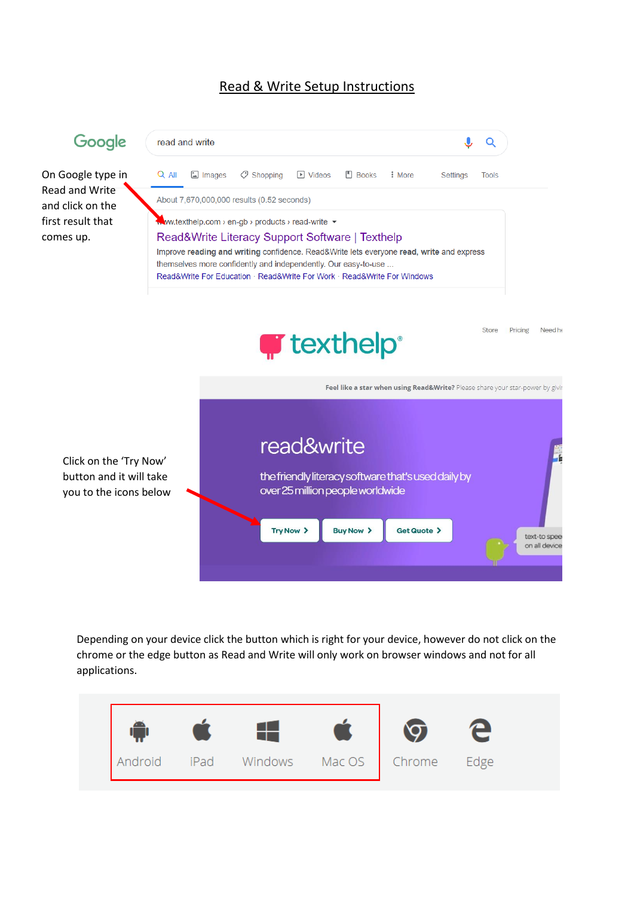# Read & Write Setup Instructions

On Google type in Read and Write and click on the first result that comes up.

Click on the 'Try Now' button and it will take you to the icons below

Depending on your device click the button which is right for your device, however do not click on the chrome or the edge button as Read and Write will only work on browser windows and not for all applications.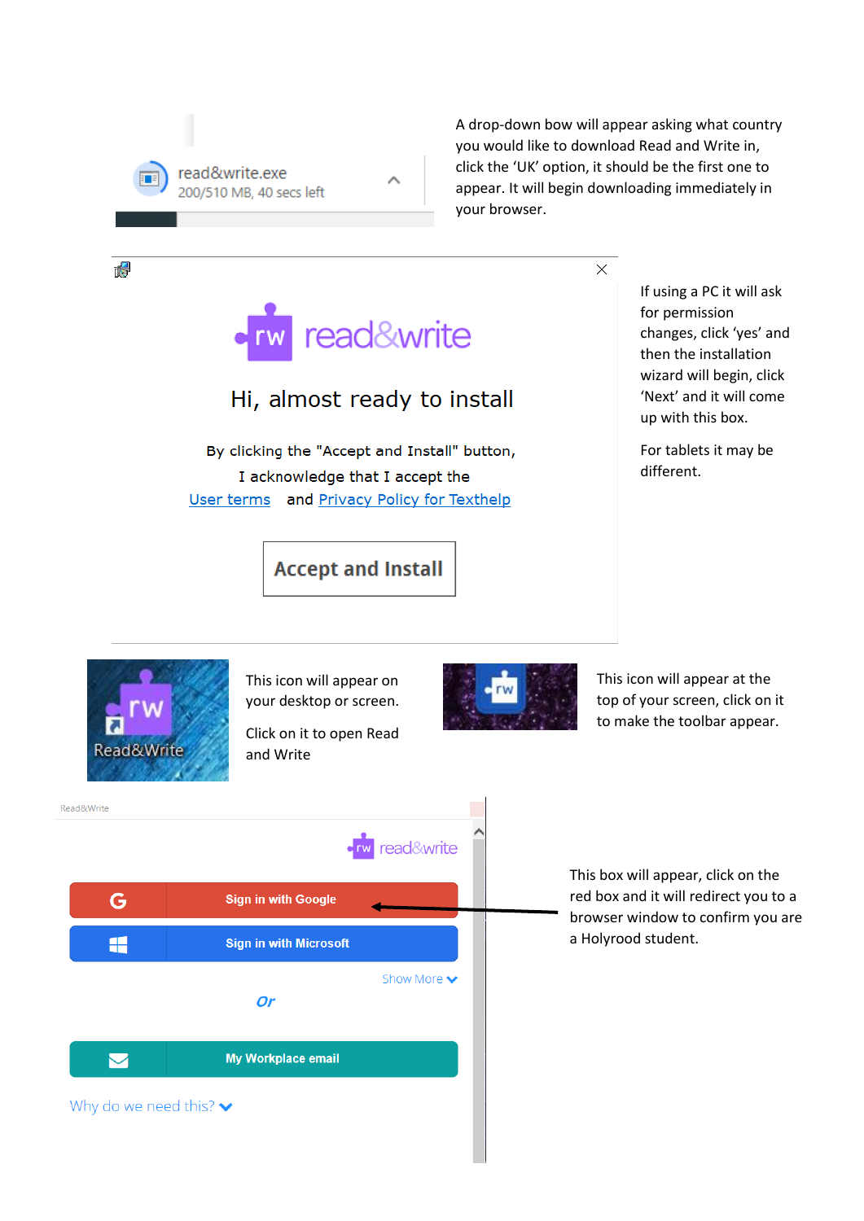A drop-down bow will appear asking what country you would like to download Read and Write in, click the 'UK' option, it should be the first one to appear. It will begin downloading immediately in your browser.

If using a PC it will ask for permission changes, click 'yes' and then the installation wizard will begin, click 'Next' and it will come up with this box.

For tablets it may be different.

This icon will appear on your desktop or screen.

Click on it to open Read and Write

This icon will appear at the top of your screen, click on it to make the toolbar appear.

This box will appear, click on the red box and it will redirect you to a browser window to confirm you are a Holyrood student.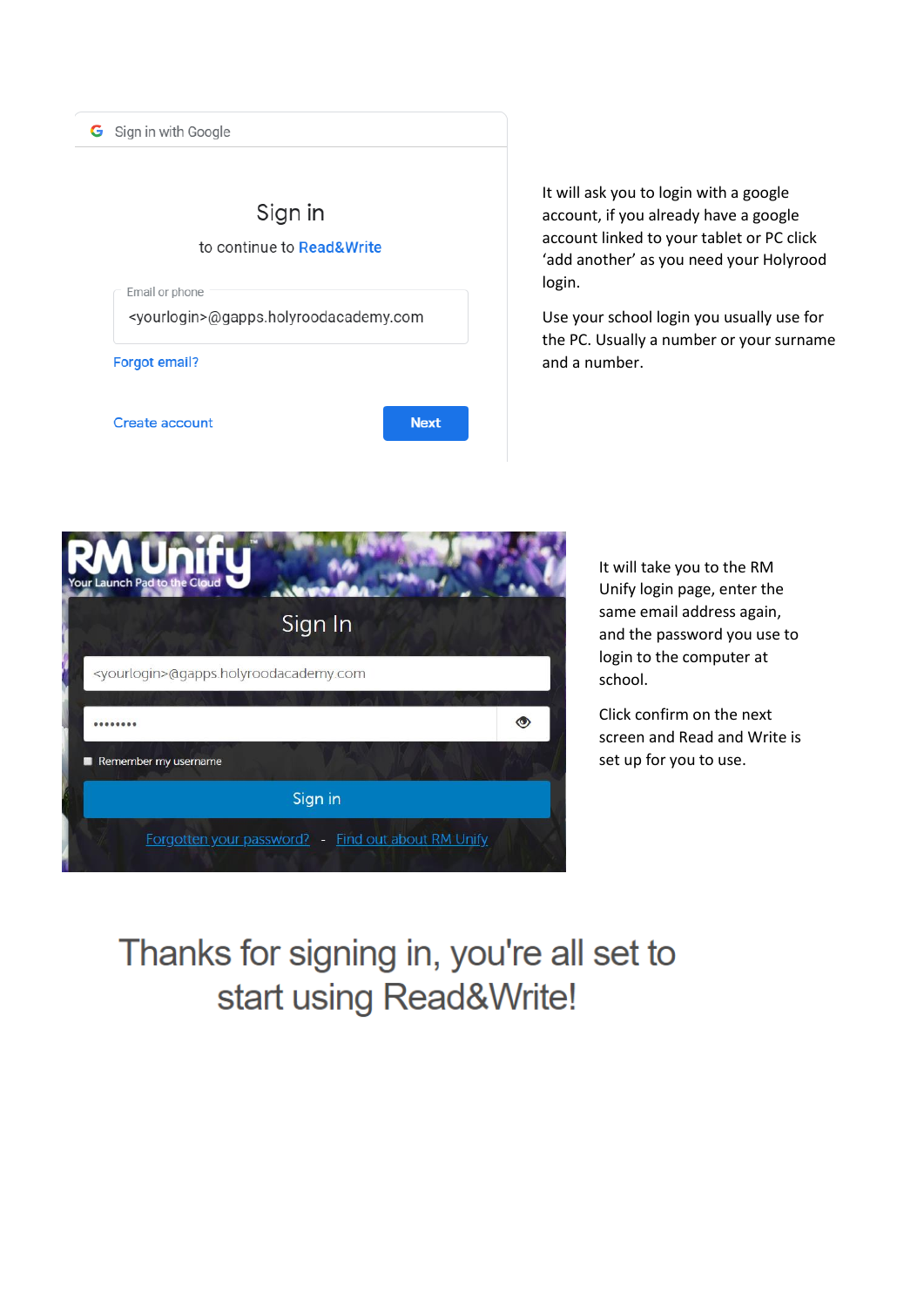Sign in with Google

Sign in

to continue to Read&Write

Email or phone

<yourlogin>@gapps.holyroodacademy.com

Forgot email?

Create account

Next

It will ask you to login with a google account, if you already have a google account linked to your tablet or PC click 'add another' as you need your Holyrood login.

Use your school login you usually use for the PC. Usually a number or your surname and a number.

RM Unify

Your Launch Pad to the Cloud

Sign In

<yourlogin>@gapps.holyroodacademy.com

••••••••

Remember my username

Sign in

Forgotten your password? - Find out about RM Unify

It will take you to the RM Unify login page, enter the same email address again, and the password you use to login to the computer at school.

Click confirm on the next screen and Read and Write is set up for you to use.

Thanks for signing in, you're all set to start using Read&Write!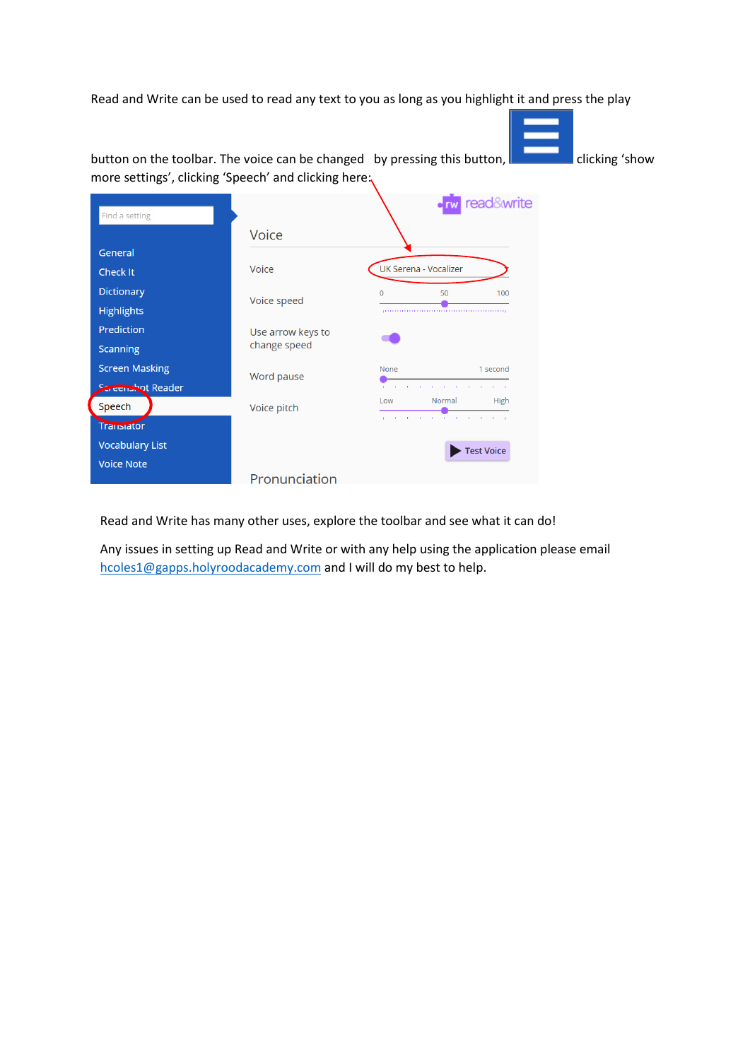Read and Write can be used to read any text to you as long as you highlight it and press the play button on the toolbar. The voice can be changed by pressing this button, clicking 'show more settings', clicking 'Speech' and clicking here:

Read and Write has many other uses, explore the toolbar and see what it can do!

Any issues in setting up Read and Write or with any help using the application please email hcoles1@gapps.holyroodacademy.com and I will do my best to help.